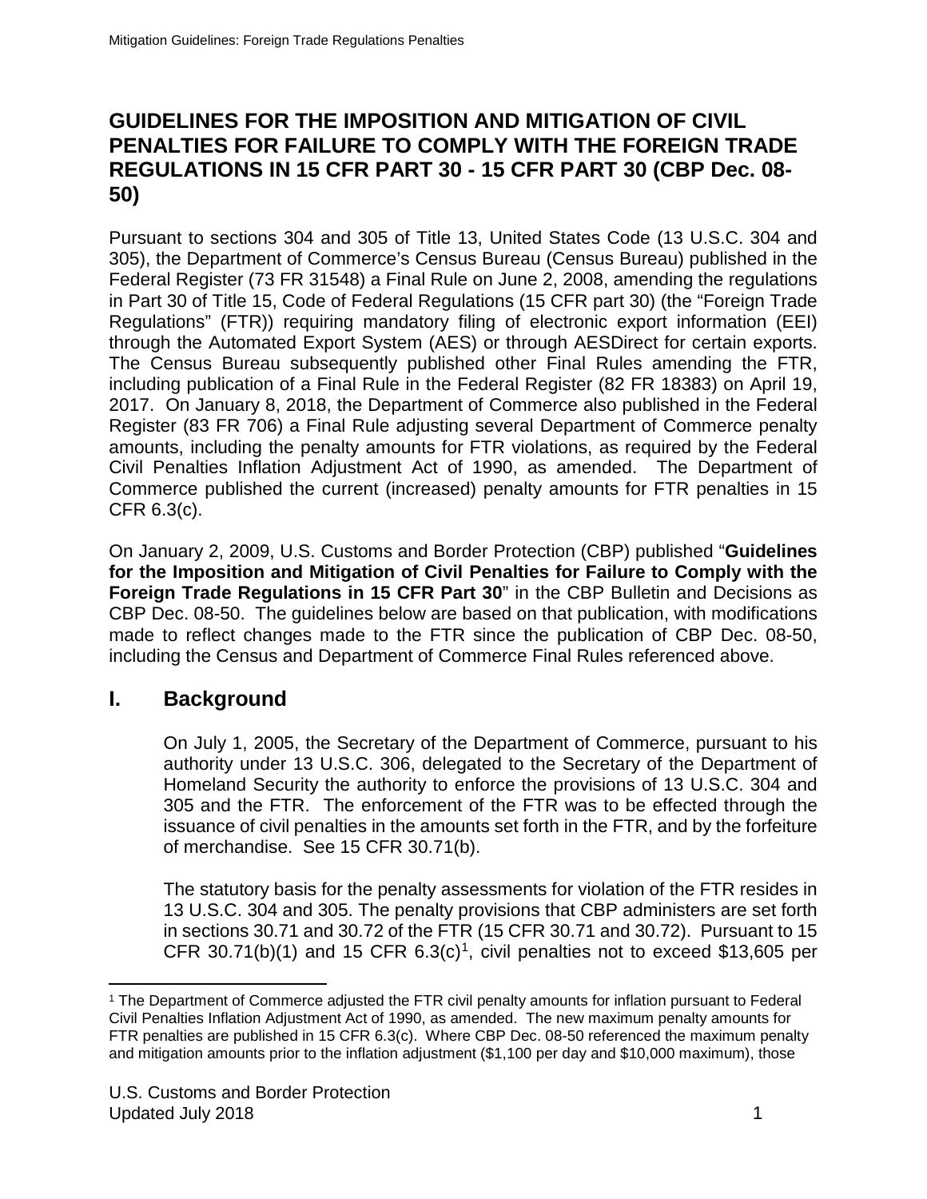# GUIDELINES FOR THE IMPOSITION AND MITIGATION OF CIVIL PENALTIES FOR FAILURE TO COMPLY WITH THE FOREIGN TRADE REGULATIONS IN 15 CFR PART 30 - 15 CFR PART 30 (CBP Dec. 08-50)

Pursuant to sections 304 and 305 of Title 13, United States Code (13 U.S.C. 304 and 305), the Department of Commerce's Census Bureau (Census Bureau) published in the Federal Register (73 FR 31548) a Final Rule on June 2, 2008, amending the regulations in Part 30 of Title 15, Code of Federal Regulations (15 CFR part 30) (the "Foreign Trade Regulations" (FTR)) requiring mandatory filing of electronic export information (EEI) through the Automated Export System (AES) or through AESDirect for certain exports. The Census Bureau subsequently published other Final Rules amending the FTR, including publication of a Final Rule in the Federal Register (82 FR 18383) on April 19, 2017. On January 8, 2018, the Department of Commerce also published in the Federal Register (83 FR 706) a Final Rule adjusting several Department of Commerce penalty amounts, including the penalty amounts for FTR violations, as required by the Federal Civil Penalties Inflation Adjustment Act of 1990, as amended. The Department of Commerce published the current (increased) penalty amounts for FTR penalties in 15 CFR 6.3(c).

On January 2, 2009, U.S. Customs and Border Protection (CBP) published "**Guidelines for the Imposition and Mitigation of Civil Penalties for Failure to Comply with the Foreign Trade Regulations in 15 CFR Part 30**" in the CBP Bulletin and Decisions as CBP Dec. 08-50. The guidelines below are based on that publication, with modifications made to reflect changes made to the FTR since the publication of CBP Dec. 08-50, including the Census and Department of Commerce Final Rules referenced above.

## I. Background

On July 1, 2005, the Secretary of the Department of Commerce, pursuant to his authority under 13 U.S.C. 306, delegated to the Secretary of the Department of Homeland Security the authority to enforce the provisions of 13 U.S.C. 304 and 305 and the FTR. The enforcement of the FTR was to be effected through the issuance of civil penalties in the amounts set forth in the FTR, and by the forfeiture of merchandise. See 15 CFR 30.71(b).

The statutory basis for the penalty assessments for violation of the FTR resides in 13 U.S.C. 304 and 305. The penalty provisions that CBP administers are set forth in sections 30.71 and 30.72 of the FTR (15 CFR 30.71 and 30.72). Pursuant to 15 CFR 30.71(b)(1) and 15 CFR 6.3(c)[1], civil penalties not to exceed $13,605 per

[1] The Department of Commerce adjusted the FTR civil penalty amounts for inflation pursuant to Federal Civil Penalties Inflation Adjustment Act of 1990, as amended. The new maximum penalty amounts for FTR penalties are published in 15 CFR 6.3(c). Where CBP Dec. 08-50 referenced the maximum penalty and mitigation amounts prior to the inflation adjustment ($1,100 per day and $10,000 maximum), those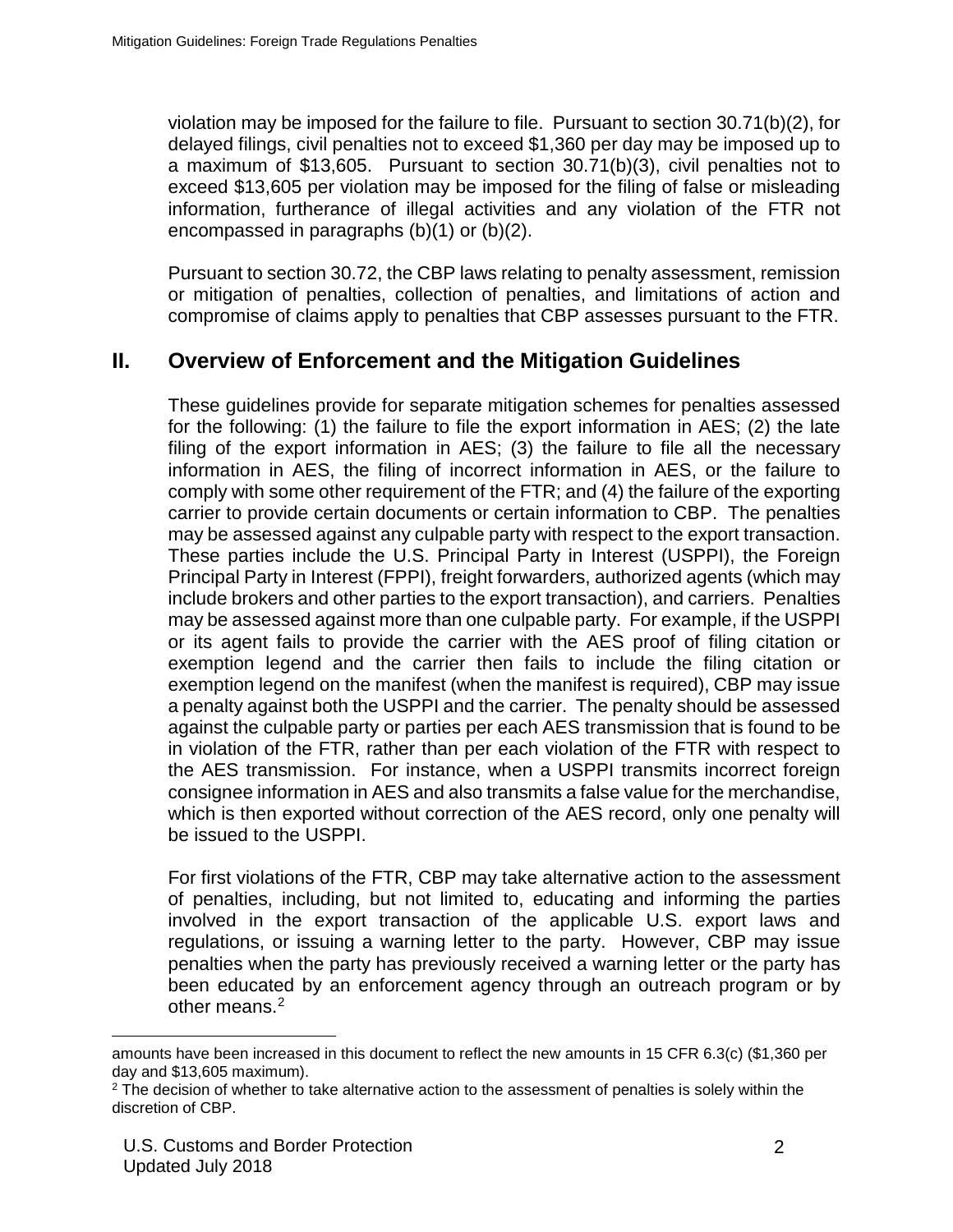violation may be imposed for the failure to file. Pursuant to section 30.71(b)(2), for delayed filings, civil penalties not to exceed $1,360 per day may be imposed up to a maximum of $13,605. Pursuant to section 30.71(b)(3), civil penalties not to exceed $13,605 per violation may be imposed for the filing of false or misleading information, furtherance of illegal activities and any violation of the FTR not encompassed in paragraphs (b)(1) or (b)(2).

Pursuant to section 30.72, the CBP laws relating to penalty assessment, remission or mitigation of penalties, collection of penalties, and limitations of action and compromise of claims apply to penalties that CBP assesses pursuant to the FTR.

## II. Overview of Enforcement and the Mitigation Guidelines

These guidelines provide for separate mitigation schemes for penalties assessed for the following: (1) the failure to file the export information in AES; (2) the late filing of the export information in AES; (3) the failure to file all the necessary information in AES, the filing of incorrect information in AES, or the failure to comply with some other requirement of the FTR; and (4) the failure of the exporting carrier to provide certain documents or certain information to CBP. The penalties may be assessed against any culpable party with respect to the export transaction. These parties include the U.S. Principal Party in Interest (USPPI), the Foreign Principal Party in Interest (FPPI), freight forwarders, authorized agents (which may include brokers and other parties to the export transaction), and carriers. Penalties may be assessed against more than one culpable party. For example, if the USPPI or its agent fails to provide the carrier with the AES proof of filing citation or exemption legend and the carrier then fails to include the filing citation or exemption legend on the manifest (when the manifest is required), CBP may issue a penalty against both the USPPI and the carrier. The penalty should be assessed against the culpable party or parties per each AES transmission that is found to be in violation of the FTR, rather than per each violation of the FTR with respect to the AES transmission. For instance, when a USPPI transmits incorrect foreign consignee information in AES and also transmits a false value for the merchandise, which is then exported without correction of the AES record, only one penalty will be issued to the USPPI.

For first violations of the FTR, CBP may take alternative action to the assessment of penalties, including, but not limited to, educating and informing the parties involved in the export transaction of the applicable U.S. export laws and regulations, or issuing a warning letter to the party. However, CBP may issue penalties when the party has previously received a warning letter or the party has been educated by an enforcement agency through an outreach program or by other means.[2]

---

amounts have been increased in this document to reflect the new amounts in 15 CFR 6.3(c) ($1,360 per day and $13,605 maximum).

[2] The decision of whether to take alternative action to the assessment of penalties is solely within the discretion of CBP.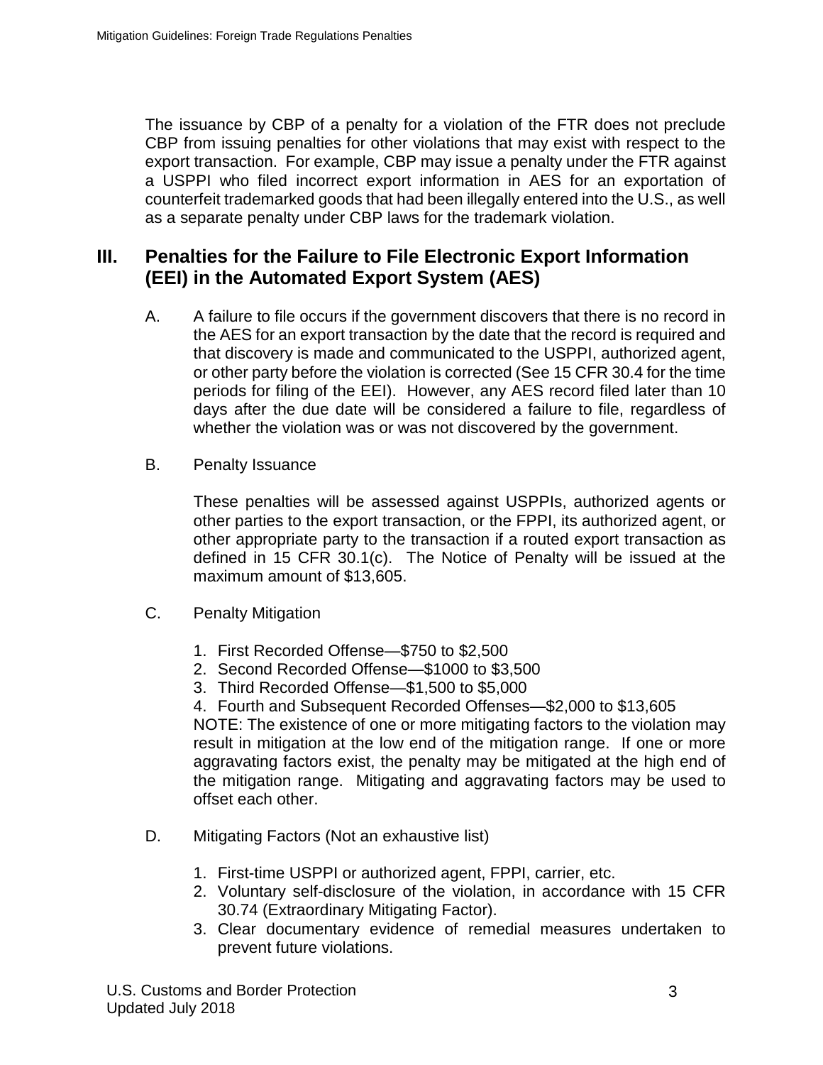The issuance by CBP of a penalty for a violation of the FTR does not preclude CBP from issuing penalties for other violations that may exist with respect to the export transaction. For example, CBP may issue a penalty under the FTR against a USPPI who filed incorrect export information in AES for an exportation of counterfeit trademarked goods that had been illegally entered into the U.S., as well as a separate penalty under CBP laws for the trademark violation.

## III. Penalties for the Failure to File Electronic Export Information (EEI) in the Automated Export System (AES)

A. A failure to file occurs if the government discovers that there is no record in the AES for an export transaction by the date that the record is required and that discovery is made and communicated to the USPPI, authorized agent, or other party before the violation is corrected (See 15 CFR 30.4 for the time periods for filing of the EEI). However, any AES record filed later than 10 days after the due date will be considered a failure to file, regardless of whether the violation was or was not discovered by the government.

B. Penalty Issuance

These penalties will be assessed against USPPIs, authorized agents or other parties to the export transaction, or the FPPI, its authorized agent, or other appropriate party to the transaction if a routed export transaction as defined in 15 CFR 30.1(c). The Notice of Penalty will be issued at the maximum amount of $13,605.

C. Penalty Mitigation

1. First Recorded Offense—$750 to $2,500
2. Second Recorded Offense—$1000 to $3,500
3. Third Recorded Offense—$1,500 to $5,000
4. Fourth and Subsequent Recorded Offenses—$2,000 to $13,605

NOTE: The existence of one or more mitigating factors to the violation may result in mitigation at the low end of the mitigation range. If one or more aggravating factors exist, the penalty may be mitigated at the high end of the mitigation range. Mitigating and aggravating factors may be used to offset each other.

D. Mitigating Factors (Not an exhaustive list)

1. First-time USPPI or authorized agent, FPPI, carrier, etc.
2. Voluntary self-disclosure of the violation, in accordance with 15 CFR 30.74 (Extraordinary Mitigating Factor).
3. Clear documentary evidence of remedial measures undertaken to prevent future violations.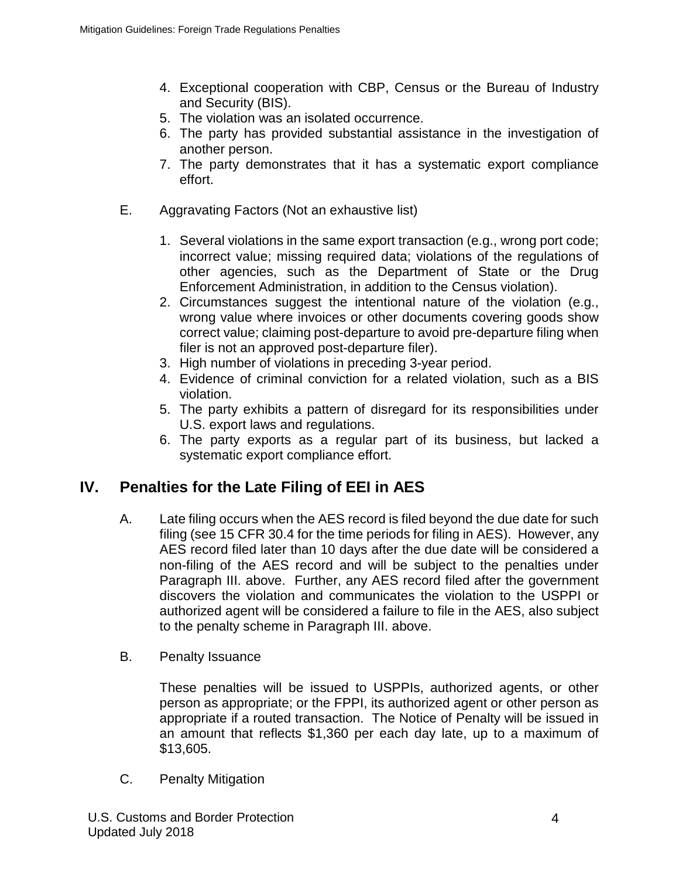4. Exceptional cooperation with CBP, Census or the Bureau of Industry and Security (BIS).
5. The violation was an isolated occurrence.
6. The party has provided substantial assistance in the investigation of another person.
7. The party demonstrates that it has a systematic export compliance effort.

E. Aggravating Factors (Not an exhaustive list)

1. Several violations in the same export transaction (e.g., wrong port code; incorrect value; missing required data; violations of the regulations of other agencies, such as the Department of State or the Drug Enforcement Administration, in addition to the Census violation).
2. Circumstances suggest the intentional nature of the violation (e.g., wrong value where invoices or other documents covering goods show correct value; claiming post-departure to avoid pre-departure filing when filer is not an approved post-departure filer).
3. High number of violations in preceding 3-year period.
4. Evidence of criminal conviction for a related violation, such as a BIS violation.
5. The party exhibits a pattern of disregard for its responsibilities under U.S. export laws and regulations.
6. The party exports as a regular part of its business, but lacked a systematic export compliance effort.

## IV. Penalties for the Late Filing of EEI in AES

A. Late filing occurs when the AES record is filed beyond the due date for such filing (see 15 CFR 30.4 for the time periods for filing in AES). However, any AES record filed later than 10 days after the due date will be considered a non-filing of the AES record and will be subject to the penalties under Paragraph III. above. Further, any AES record filed after the government discovers the violation and communicates the violation to the USPPI or authorized agent will be considered a failure to file in the AES, also subject to the penalty scheme in Paragraph III. above.

B. Penalty Issuance

These penalties will be issued to USPPIs, authorized agents, or other person as appropriate; or the FPPI, its authorized agent or other person as appropriate if a routed transaction. The Notice of Penalty will be issued in an amount that reflects $1,360 per each day late, up to a maximum of $13,605.

C. Penalty Mitigation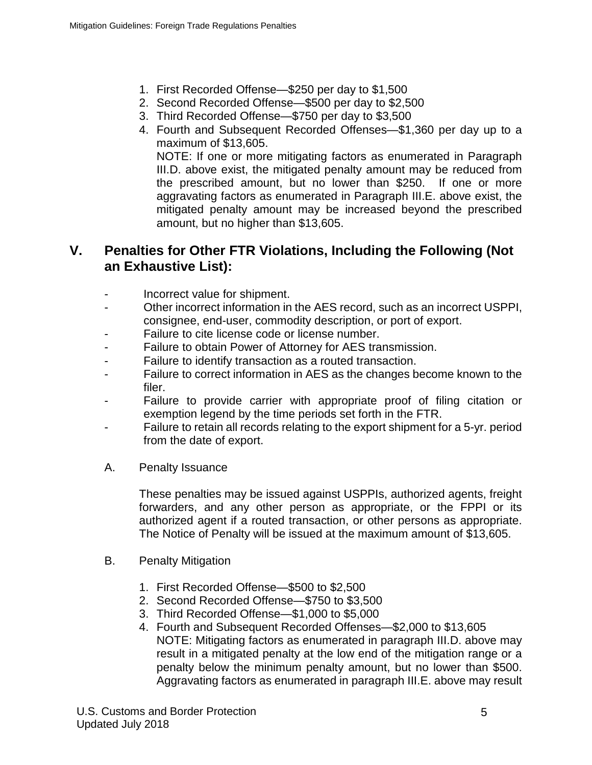1. First Recorded Offense—$250 per day to $1,500
2. Second Recorded Offense—$500 per day to $2,500
3. Third Recorded Offense—$750 per day to $3,500
4. Fourth and Subsequent Recorded Offenses—$1,360 per day up to a maximum of $13,605.
   NOTE: If one or more mitigating factors as enumerated in Paragraph III.D. above exist, the mitigated penalty amount may be reduced from the prescribed amount, but no lower than $250. If one or more aggravating factors as enumerated in Paragraph III.E. above exist, the mitigated penalty amount may be increased beyond the prescribed amount, but no higher than $13,605.

## V. Penalties for Other FTR Violations, Including the Following (Not an Exhaustive List):

- Incorrect value for shipment.
- Other incorrect information in the AES record, such as an incorrect USPPI, consignee, end-user, commodity description, or port of export.
- Failure to cite license code or license number.
- Failure to obtain Power of Attorney for AES transmission.
- Failure to identify transaction as a routed transaction.
- Failure to correct information in AES as the changes become known to the filer.
- Failure to provide carrier with appropriate proof of filing citation or exemption legend by the time periods set forth in the FTR.
- Failure to retain all records relating to the export shipment for a 5-yr. period from the date of export.

A. Penalty Issuance

These penalties may be issued against USPPIs, authorized agents, freight forwarders, and any other person as appropriate, or the FPPI or its authorized agent if a routed transaction, or other persons as appropriate. The Notice of Penalty will be issued at the maximum amount of $13,605.

B. Penalty Mitigation

1. First Recorded Offense—$500 to $2,500
2. Second Recorded Offense—$750 to $3,500
3. Third Recorded Offense—$1,000 to $5,000
4. Fourth and Subsequent Recorded Offenses—$2,000 to $13,605
   NOTE: Mitigating factors as enumerated in paragraph III.D. above may result in a mitigated penalty at the low end of the mitigation range or a penalty below the minimum penalty amount, but no lower than $500. Aggravating factors as enumerated in paragraph III.E. above may result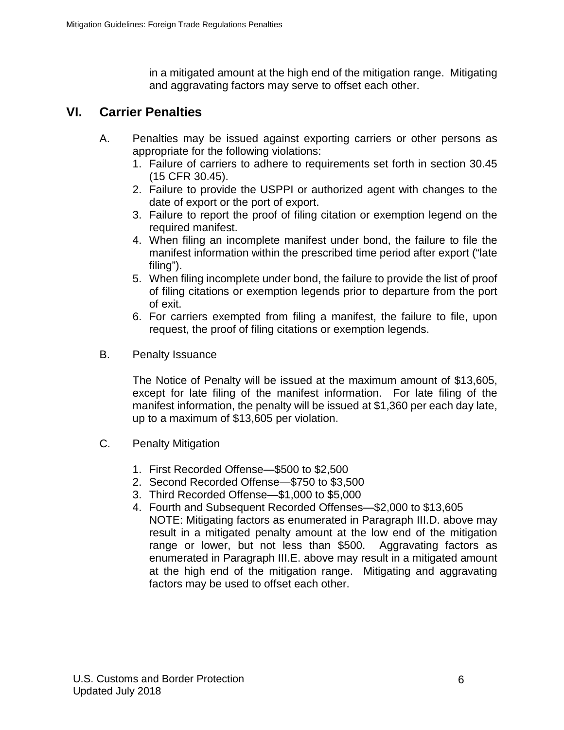in a mitigated amount at the high end of the mitigation range. Mitigating and aggravating factors may serve to offset each other.

## VI. Carrier Penalties

A. Penalties may be issued against exporting carriers or other persons as appropriate for the following violations:

1. Failure of carriers to adhere to requirements set forth in section 30.45 (15 CFR 30.45).
2. Failure to provide the USPPI or authorized agent with changes to the date of export or the port of export.
3. Failure to report the proof of filing citation or exemption legend on the required manifest.
4. When filing an incomplete manifest under bond, the failure to file the manifest information within the prescribed time period after export ("late filing").
5. When filing incomplete under bond, the failure to provide the list of proof of filing citations or exemption legends prior to departure from the port of exit.
6. For carriers exempted from filing a manifest, the failure to file, upon request, the proof of filing citations or exemption legends.

B. Penalty Issuance

The Notice of Penalty will be issued at the maximum amount of $13,605, except for late filing of the manifest information. For late filing of the manifest information, the penalty will be issued at $1,360 per each day late, up to a maximum of $13,605 per violation.

C. Penalty Mitigation

1. First Recorded Offense—$500 to $2,500
2. Second Recorded Offense—$750 to $3,500
3. Third Recorded Offense—$1,000 to $5,000
4. Fourth and Subsequent Recorded Offenses—$2,000 to $13,605

   NOTE: Mitigating factors as enumerated in Paragraph III.D. above may result in a mitigated penalty amount at the low end of the mitigation range or lower, but not less than $500. Aggravating factors as enumerated in Paragraph III.E. above may result in a mitigated amount at the high end of the mitigation range. Mitigating and aggravating factors may be used to offset each other.